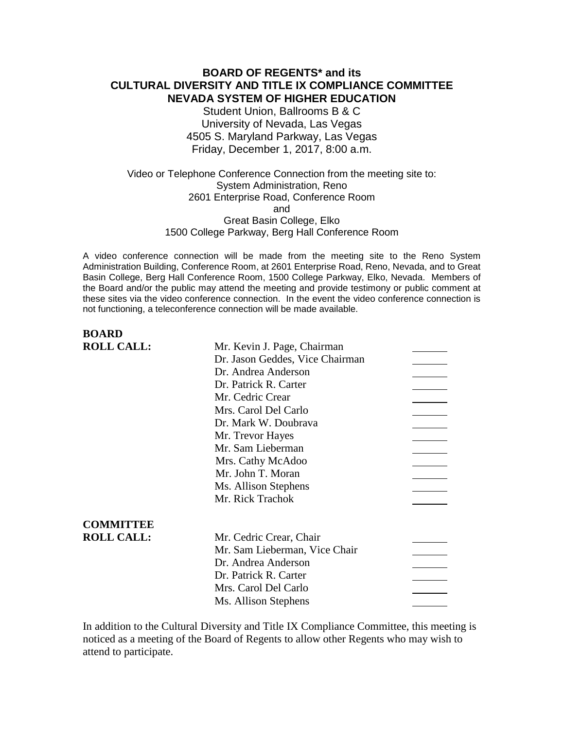# BOARD OF REGENTS* and its CULTURAL DIVERSITY AND TITLE IX COMPLIANCE COMMITTEE NEVADA SYSTEM OF HIGHER EDUCATION

Student Union, Ballrooms B & C
University of Nevada, Las Vegas
4505 S. Maryland Parkway, Las Vegas
Friday, December 1, 2017, 8:00 a.m.

Video or Telephone Conference Connection from the meeting site to:
System Administration, Reno
2601 Enterprise Road, Conference Room
and
Great Basin College, Elko
1500 College Parkway, Berg Hall Conference Room

A video conference connection will be made from the meeting site to the Reno System Administration Building, Conference Room, at 2601 Enterprise Road, Reno, Nevada, and to Great Basin College, Berg Hall Conference Room, 1500 College Parkway, Elko, Nevada. Members of the Board and/or the public may attend the meeting and provide testimony or public comment at these sites via the video conference connection. In the event the video conference connection is not functioning, a teleconference connection will be made available.

**BOARD ROLL CALL:**

Mr. Kevin J. Page, Chairman _______
Dr. Jason Geddes, Vice Chairman _______
Dr. Andrea Anderson _______
Dr. Patrick R. Carter _______
Mr. Cedric Crear _______
Mrs. Carol Del Carlo _______
Dr. Mark W. Doubrava _______
Mr. Trevor Hayes _______
Mr. Sam Lieberman _______
Mrs. Cathy McAdoo _______
Mr. John T. Moran _______
Ms. Allison Stephens _______
Mr. Rick Trachok _______

**COMMITTEE ROLL CALL:**

Mr. Cedric Crear, Chair _______
Mr. Sam Lieberman, Vice Chair _______
Dr. Andrea Anderson _______
Dr. Patrick R. Carter _______
Mrs. Carol Del Carlo _______
Ms. Allison Stephens _______

In addition to the Cultural Diversity and Title IX Compliance Committee, this meeting is noticed as a meeting of the Board of Regents to allow other Regents who may wish to attend to participate.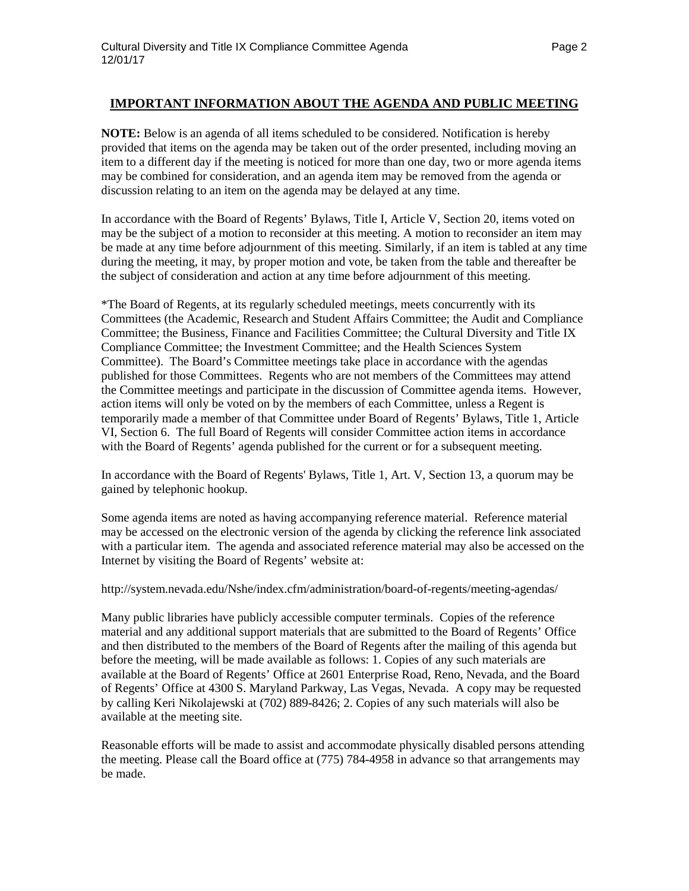## IMPORTANT INFORMATION ABOUT THE AGENDA AND PUBLIC MEETING

**NOTE:** Below is an agenda of all items scheduled to be considered. Notification is hereby provided that items on the agenda may be taken out of the order presented, including moving an item to a different day if the meeting is noticed for more than one day, two or more agenda items may be combined for consideration, and an agenda item may be removed from the agenda or discussion relating to an item on the agenda may be delayed at any time.

In accordance with the Board of Regents' Bylaws, Title I, Article V, Section 20, items voted on may be the subject of a motion to reconsider at this meeting. A motion to reconsider an item may be made at any time before adjournment of this meeting. Similarly, if an item is tabled at any time during the meeting, it may, by proper motion and vote, be taken from the table and thereafter be the subject of consideration and action at any time before adjournment of this meeting.

*The Board of Regents, at its regularly scheduled meetings, meets concurrently with its Committees (the Academic, Research and Student Affairs Committee; the Audit and Compliance Committee; the Business, Finance and Facilities Committee; the Cultural Diversity and Title IX Compliance Committee; the Investment Committee; and the Health Sciences System Committee). The Board's Committee meetings take place in accordance with the agendas published for those Committees. Regents who are not members of the Committees may attend the Committee meetings and participate in the discussion of Committee agenda items. However, action items will only be voted on by the members of each Committee, unless a Regent is temporarily made a member of that Committee under Board of Regents' Bylaws, Title 1, Article VI, Section 6. The full Board of Regents will consider Committee action items in accordance with the Board of Regents' agenda published for the current or for a subsequent meeting.

In accordance with the Board of Regents' Bylaws, Title 1, Art. V, Section 13, a quorum may be gained by telephonic hookup.

Some agenda items are noted as having accompanying reference material. Reference material may be accessed on the electronic version of the agenda by clicking the reference link associated with a particular item. The agenda and associated reference material may also be accessed on the Internet by visiting the Board of Regents' website at:

http://system.nevada.edu/Nshe/index.cfm/administration/board-of-regents/meeting-agendas/

Many public libraries have publicly accessible computer terminals. Copies of the reference material and any additional support materials that are submitted to the Board of Regents' Office and then distributed to the members of the Board of Regents after the mailing of this agenda but before the meeting, will be made available as follows: 1. Copies of any such materials are available at the Board of Regents' Office at 2601 Enterprise Road, Reno, Nevada, and the Board of Regents' Office at 4300 S. Maryland Parkway, Las Vegas, Nevada. A copy may be requested by calling Keri Nikolajewski at (702) 889-8426; 2. Copies of any such materials will also be available at the meeting site.

Reasonable efforts will be made to assist and accommodate physically disabled persons attending the meeting. Please call the Board office at (775) 784-4958 in advance so that arrangements may be made.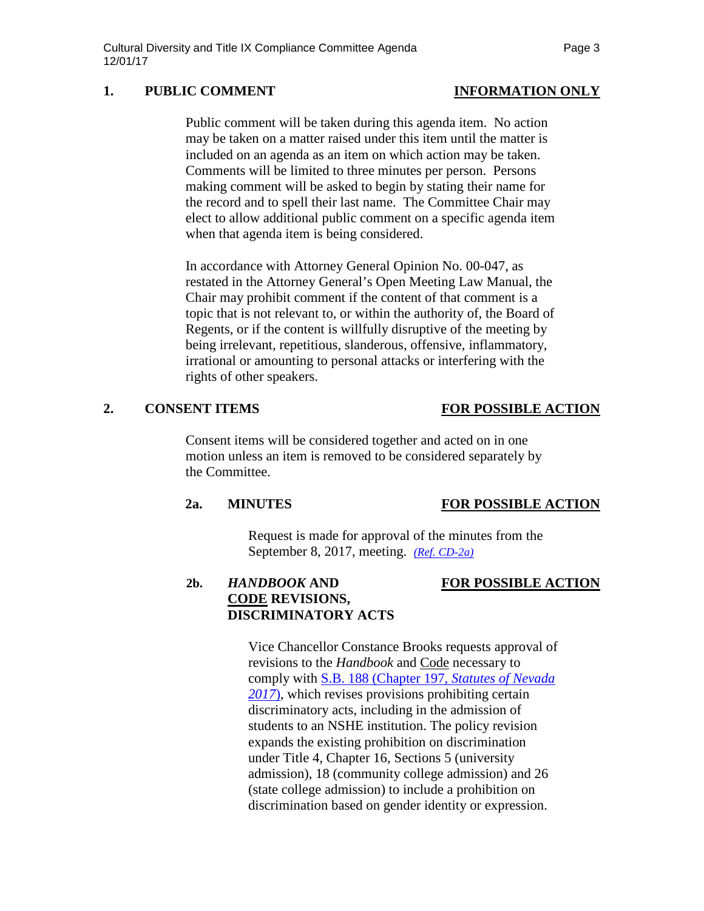## 1. PUBLIC COMMENT — INFORMATION ONLY

Public comment will be taken during this agenda item. No action may be taken on a matter raised under this item until the matter is included on an agenda as an item on which action may be taken. Comments will be limited to three minutes per person. Persons making comment will be asked to begin by stating their name for the record and to spell their last name. The Committee Chair may elect to allow additional public comment on a specific agenda item when that agenda item is being considered.

In accordance with Attorney General Opinion No. 00-047, as restated in the Attorney General's Open Meeting Law Manual, the Chair may prohibit comment if the content of that comment is a topic that is not relevant to, or within the authority of, the Board of Regents, or if the content is willfully disruptive of the meeting by being irrelevant, repetitious, slanderous, offensive, inflammatory, irrational or amounting to personal attacks or interfering with the rights of other speakers.

## 2. CONSENT ITEMS — FOR POSSIBLE ACTION

Consent items will be considered together and acted on in one motion unless an item is removed to be considered separately by the Committee.

### 2a. MINUTES — FOR POSSIBLE ACTION

Request is made for approval of the minutes from the September 8, 2017, meeting. *(Ref. CD-2a)*

### 2b. *HANDBOOK* AND CODE REVISIONS, DISCRIMINATORY ACTS — FOR POSSIBLE ACTION

Vice Chancellor Constance Brooks requests approval of revisions to the *Handbook* and Code necessary to comply with S.B. 188 (Chapter 197, *Statutes of Nevada 2017*), which revises provisions prohibiting certain discriminatory acts, including in the admission of students to an NSHE institution. The policy revision expands the existing prohibition on discrimination under Title 4, Chapter 16, Sections 5 (university admission), 18 (community college admission) and 26 (state college admission) to include a prohibition on discrimination based on gender identity or expression.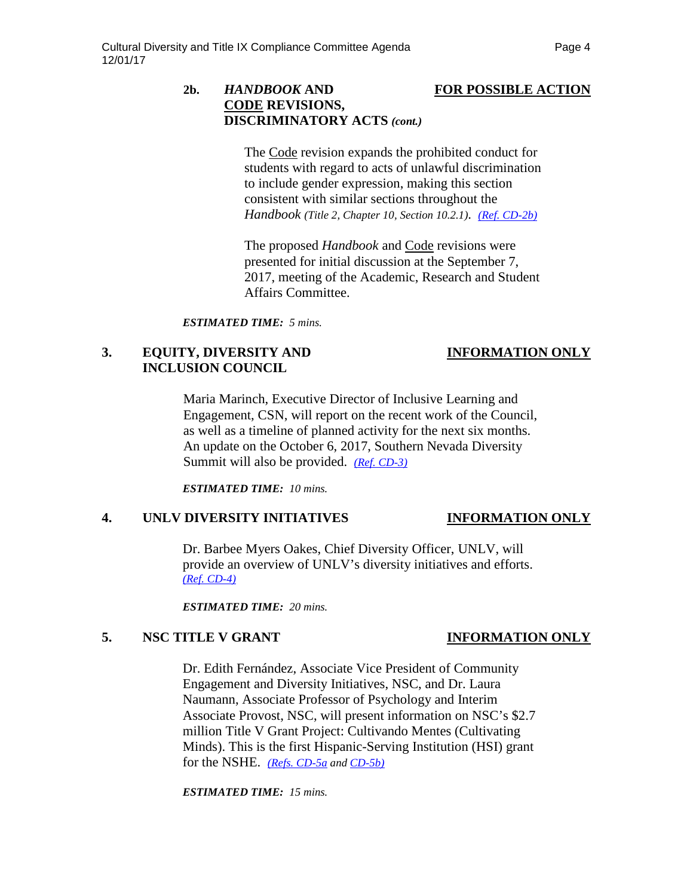**2b. *HANDBOOK* AND CODE REVISIONS, DISCRIMINATORY ACTS *(cont.)*** **FOR POSSIBLE ACTION**

The Code revision expands the prohibited conduct for students with regard to acts of unlawful discrimination to include gender expression, making this section consistent with similar sections throughout the *Handbook* *(Title 2, Chapter 10, Section 10.2.1)*. *(Ref. CD-2b)*

The proposed *Handbook* and Code revisions were presented for initial discussion at the September 7, 2017, meeting of the Academic, Research and Student Affairs Committee.

***ESTIMATED TIME:*** *5 mins.*

## 3. EQUITY, DIVERSITY AND INCLUSION COUNCIL — INFORMATION ONLY

Maria Marinch, Executive Director of Inclusive Learning and Engagement, CSN, will report on the recent work of the Council, as well as a timeline of planned activity for the next six months. An update on the October 6, 2017, Southern Nevada Diversity Summit will also be provided. *(Ref. CD-3)*

***ESTIMATED TIME:*** *10 mins.*

## 4. UNLV DIVERSITY INITIATIVES — INFORMATION ONLY

Dr. Barbee Myers Oakes, Chief Diversity Officer, UNLV, will provide an overview of UNLV's diversity initiatives and efforts. *(Ref. CD-4)*

***ESTIMATED TIME:*** *20 mins.*

## 5. NSC TITLE V GRANT — INFORMATION ONLY

Dr. Edith Fernández, Associate Vice President of Community Engagement and Diversity Initiatives, NSC, and Dr. Laura Naumann, Associate Professor of Psychology and Interim Associate Provost, NSC, will present information on NSC's $2.7 million Title V Grant Project: Cultivando Mentes (Cultivating Minds). This is the first Hispanic-Serving Institution (HSI) grant for the NSHE. *(Refs. CD-5a and CD-5b)*

***ESTIMATED TIME:*** *15 mins.*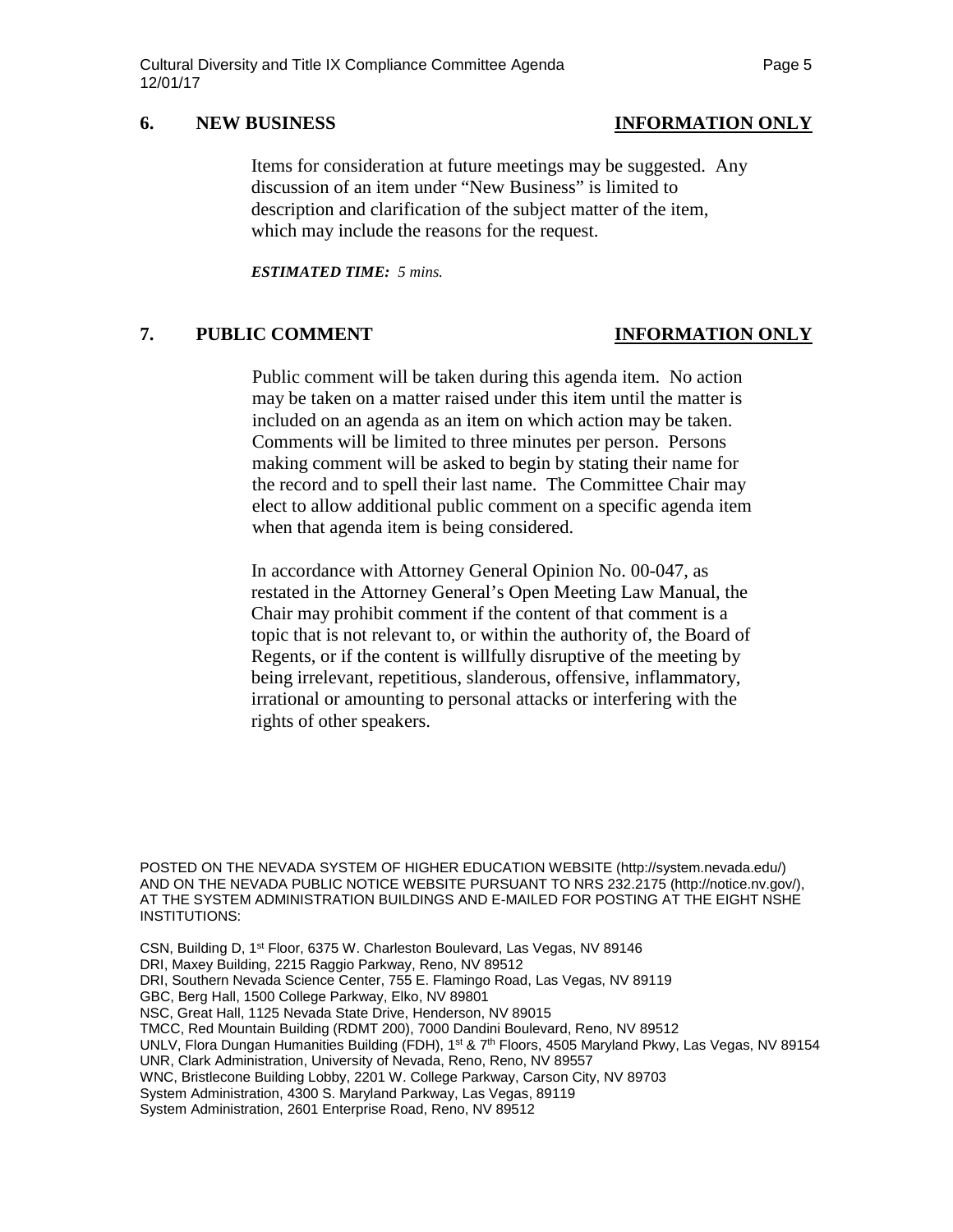## 6. NEW BUSINESS **INFORMATION ONLY**

Items for consideration at future meetings may be suggested. Any discussion of an item under "New Business" is limited to description and clarification of the subject matter of the item, which may include the reasons for the request.

***ESTIMATED TIME:*** *5 mins.*

## 7. PUBLIC COMMENT **INFORMATION ONLY**

Public comment will be taken during this agenda item. No action may be taken on a matter raised under this item until the matter is included on an agenda as an item on which action may be taken. Comments will be limited to three minutes per person. Persons making comment will be asked to begin by stating their name for the record and to spell their last name. The Committee Chair may elect to allow additional public comment on a specific agenda item when that agenda item is being considered.

In accordance with Attorney General Opinion No. 00-047, as restated in the Attorney General's Open Meeting Law Manual, the Chair may prohibit comment if the content of that comment is a topic that is not relevant to, or within the authority of, the Board of Regents, or if the content is willfully disruptive of the meeting by being irrelevant, repetitious, slanderous, offensive, inflammatory, irrational or amounting to personal attacks or interfering with the rights of other speakers.

POSTED ON THE NEVADA SYSTEM OF HIGHER EDUCATION WEBSITE (http://system.nevada.edu/) AND ON THE NEVADA PUBLIC NOTICE WEBSITE PURSUANT TO NRS 232.2175 (http://notice.nv.gov/), AT THE SYSTEM ADMINISTRATION BUILDINGS AND E-MAILED FOR POSTING AT THE EIGHT NSHE INSTITUTIONS:

CSN, Building D, 1st Floor, 6375 W. Charleston Boulevard, Las Vegas, NV 89146
DRI, Maxey Building, 2215 Raggio Parkway, Reno, NV 89512
DRI, Southern Nevada Science Center, 755 E. Flamingo Road, Las Vegas, NV 89119
GBC, Berg Hall, 1500 College Parkway, Elko, NV 89801
NSC, Great Hall, 1125 Nevada State Drive, Henderson, NV 89015
TMCC, Red Mountain Building (RDMT 200), 7000 Dandini Boulevard, Reno, NV 89512
UNLV, Flora Dungan Humanities Building (FDH), 1st & 7th Floors, 4505 Maryland Pkwy, Las Vegas, NV 89154
UNR, Clark Administration, University of Nevada, Reno, Reno, NV 89557
WNC, Bristlecone Building Lobby, 2201 W. College Parkway, Carson City, NV 89703
System Administration, 4300 S. Maryland Parkway, Las Vegas, 89119
System Administration, 2601 Enterprise Road, Reno, NV 89512